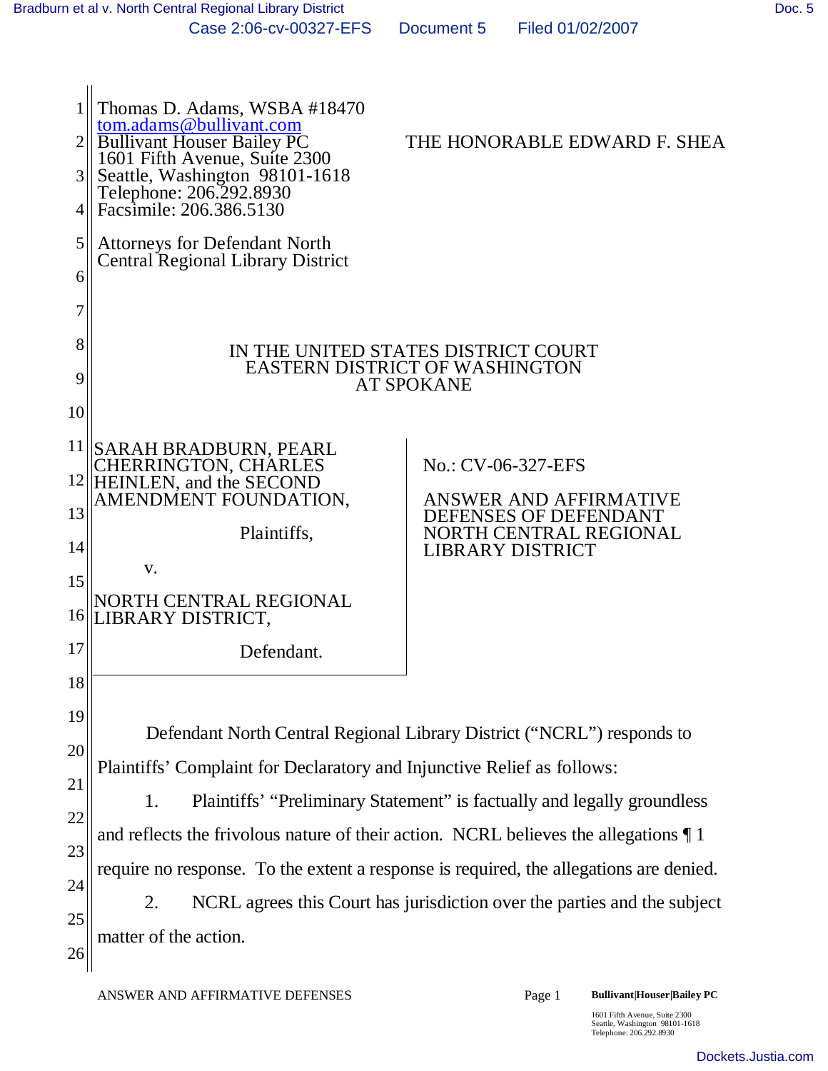Thomas D. Adams, WSBA #18470
tom.adams@bullivant.com
Bullivant Houser Bailey PC
1601 Fifth Avenue, Suite 2300
Seattle, Washington 98101-1618
Telephone: 206.292.8930
Facsimile: 206.386.5130

Attorneys for Defendant North Central Regional Library District

THE HONORABLE EDWARD F. SHEA

IN THE UNITED STATES DISTRICT COURT
EASTERN DISTRICT OF WASHINGTON
AT SPOKANE

SARAH BRADBURN, PEARL CHERRINGTON, CHARLES HEINLEN, and the SECOND AMENDMENT FOUNDATION,

Plaintiffs,

v.

NORTH CENTRAL REGIONAL LIBRARY DISTRICT,

Defendant.

No.: CV-06-327-EFS

ANSWER AND AFFIRMATIVE DEFENSES OF DEFENDANT NORTH CENTRAL REGIONAL LIBRARY DISTRICT

Defendant North Central Regional Library District ("NCRL") responds to Plaintiffs' Complaint for Declaratory and Injunctive Relief as follows:

1. Plaintiffs' "Preliminary Statement" is factually and legally groundless and reflects the frivolous nature of their action. NCRL believes the allegations ¶ 1 require no response. To the extent a response is required, the allegations are denied.

2. NCRL agrees this Court has jurisdiction over the parties and the subject matter of the action.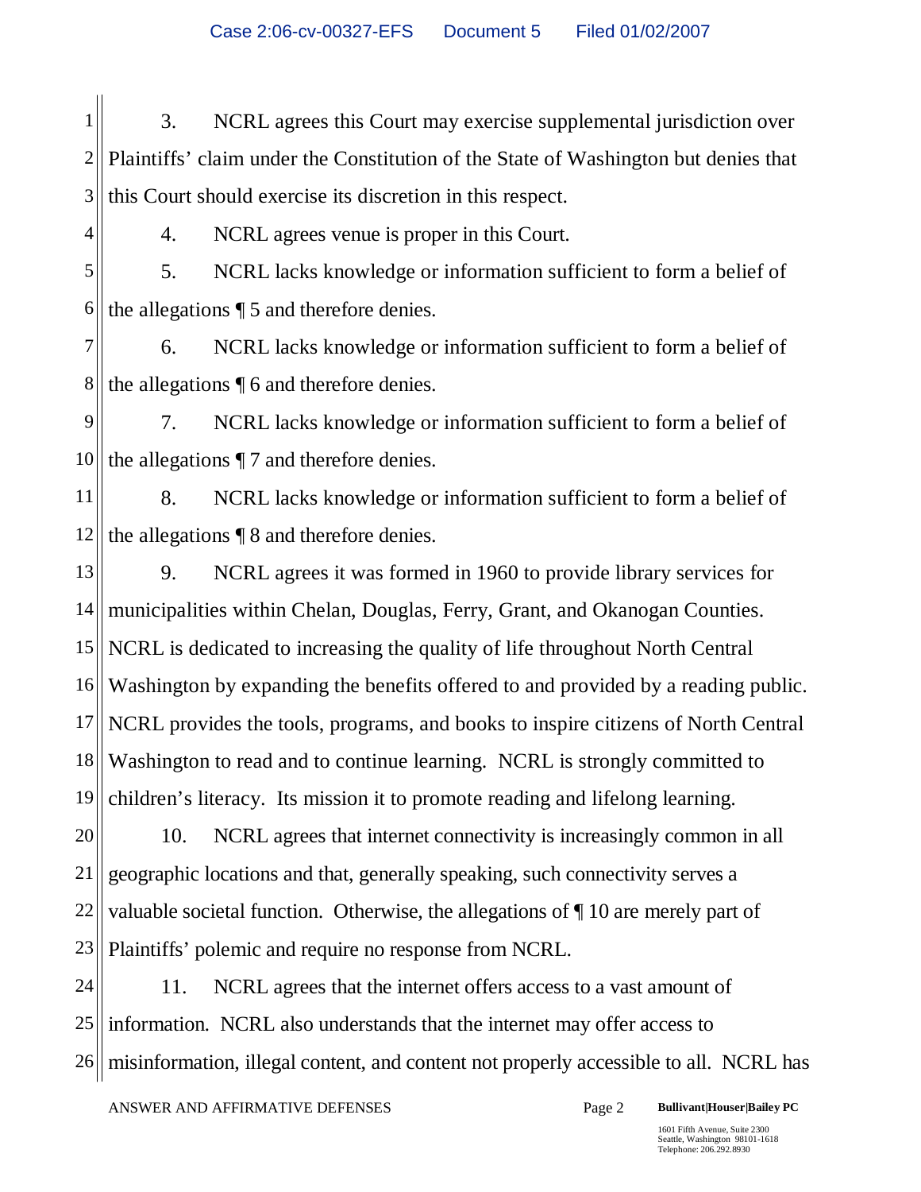3. NCRL agrees this Court may exercise supplemental jurisdiction over Plaintiffs' claim under the Constitution of the State of Washington but denies that this Court should exercise its discretion in this respect.

4. NCRL agrees venue is proper in this Court.

5. NCRL lacks knowledge or information sufficient to form a belief of the allegations ¶ 5 and therefore denies.

6. NCRL lacks knowledge or information sufficient to form a belief of the allegations ¶ 6 and therefore denies.

7. NCRL lacks knowledge or information sufficient to form a belief of the allegations ¶ 7 and therefore denies.

8. NCRL lacks knowledge or information sufficient to form a belief of the allegations ¶ 8 and therefore denies.

9. NCRL agrees it was formed in 1960 to provide library services for municipalities within Chelan, Douglas, Ferry, Grant, and Okanogan Counties. NCRL is dedicated to increasing the quality of life throughout North Central Washington by expanding the benefits offered to and provided by a reading public. NCRL provides the tools, programs, and books to inspire citizens of North Central Washington to read and to continue learning. NCRL is strongly committed to children's literacy. Its mission it to promote reading and lifelong learning.

10. NCRL agrees that internet connectivity is increasingly common in all geographic locations and that, generally speaking, such connectivity serves a valuable societal function. Otherwise, the allegations of ¶ 10 are merely part of Plaintiffs' polemic and require no response from NCRL.

11. NCRL agrees that the internet offers access to a vast amount of information. NCRL also understands that the internet may offer access to misinformation, illegal content, and content not properly accessible to all. NCRL has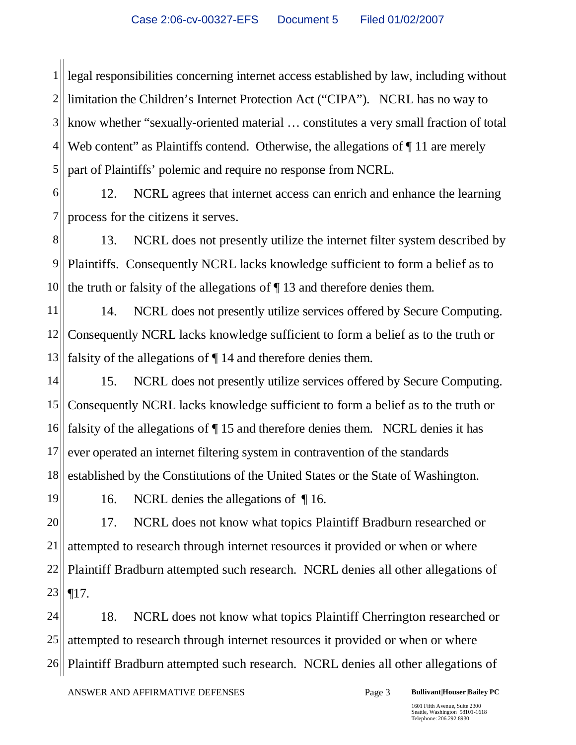legal responsibilities concerning internet access established by law, including without limitation the Children's Internet Protection Act ("CIPA"). NCRL has no way to know whether "sexually-oriented material … constitutes a very small fraction of total Web content" as Plaintiffs contend. Otherwise, the allegations of ¶ 11 are merely part of Plaintiffs' polemic and require no response from NCRL.

12. NCRL agrees that internet access can enrich and enhance the learning process for the citizens it serves.

13. NCRL does not presently utilize the internet filter system described by Plaintiffs. Consequently NCRL lacks knowledge sufficient to form a belief as to the truth or falsity of the allegations of ¶ 13 and therefore denies them.

14. NCRL does not presently utilize services offered by Secure Computing. Consequently NCRL lacks knowledge sufficient to form a belief as to the truth or falsity of the allegations of ¶ 14 and therefore denies them.

15. NCRL does not presently utilize services offered by Secure Computing. Consequently NCRL lacks knowledge sufficient to form a belief as to the truth or falsity of the allegations of ¶ 15 and therefore denies them. NCRL denies it has ever operated an internet filtering system in contravention of the standards established by the Constitutions of the United States or the State of Washington.

16. NCRL denies the allegations of ¶ 16.

17. NCRL does not know what topics Plaintiff Bradburn researched or attempted to research through internet resources it provided or when or where Plaintiff Bradburn attempted such research. NCRL denies all other allegations of ¶17.

18. NCRL does not know what topics Plaintiff Cherrington researched or attempted to research through internet resources it provided or when or where Plaintiff Bradburn attempted such research. NCRL denies all other allegations of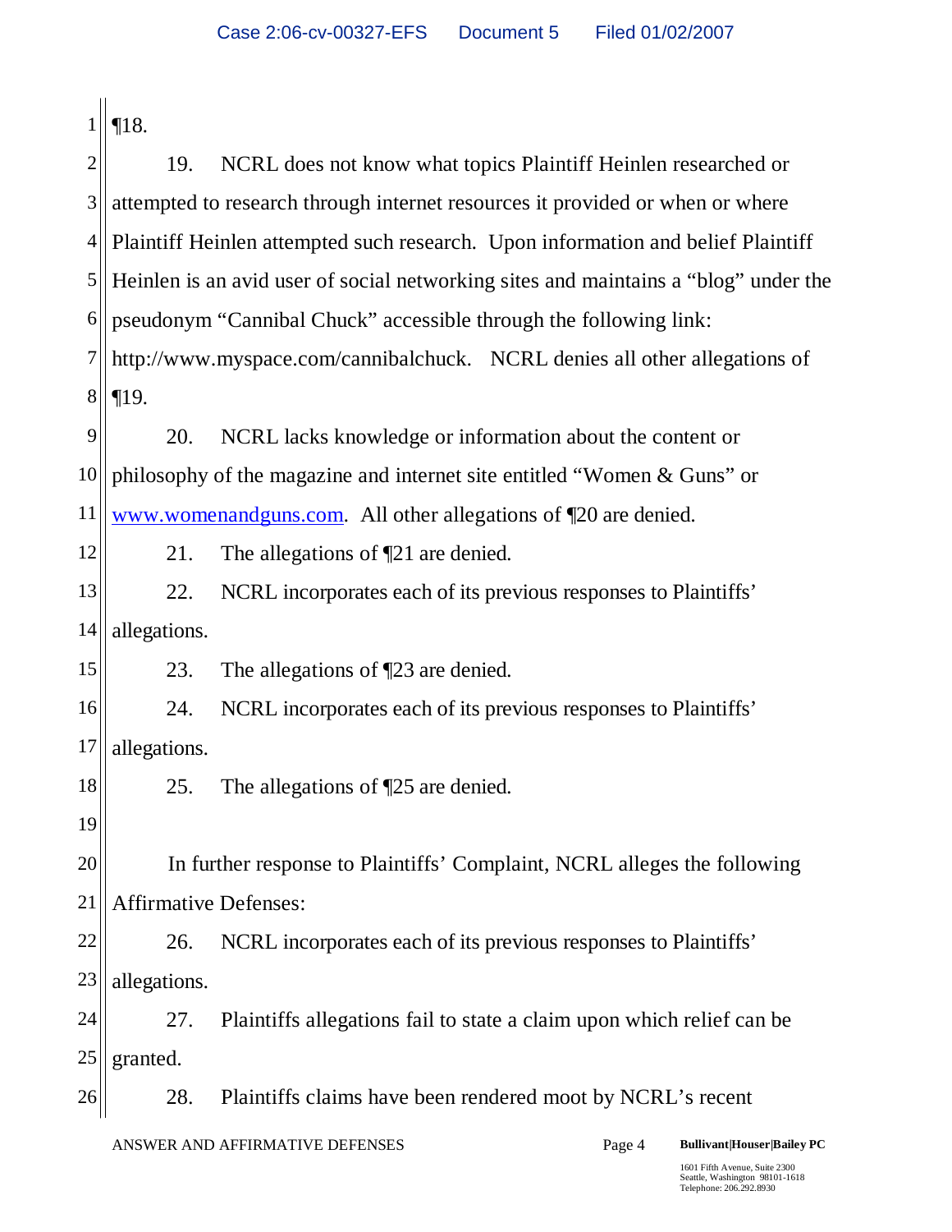¶18.

19. NCRL does not know what topics Plaintiff Heinlen researched or attempted to research through internet resources it provided or when or where Plaintiff Heinlen attempted such research. Upon information and belief Plaintiff Heinlen is an avid user of social networking sites and maintains a "blog" under the pseudonym "Cannibal Chuck" accessible through the following link: http://www.myspace.com/cannibalchuck. NCRL denies all other allegations of ¶19.

20. NCRL lacks knowledge or information about the content or philosophy of the magazine and internet site entitled "Women & Guns" or www.womenandguns.com. All other allegations of ¶20 are denied.

21. The allegations of ¶21 are denied.

22. NCRL incorporates each of its previous responses to Plaintiffs' allegations.

23. The allegations of ¶23 are denied.

24. NCRL incorporates each of its previous responses to Plaintiffs' allegations.

25. The allegations of ¶25 are denied.

In further response to Plaintiffs' Complaint, NCRL alleges the following Affirmative Defenses:

26. NCRL incorporates each of its previous responses to Plaintiffs' allegations.

27. Plaintiffs allegations fail to state a claim upon which relief can be granted.

28. Plaintiffs claims have been rendered moot by NCRL's recent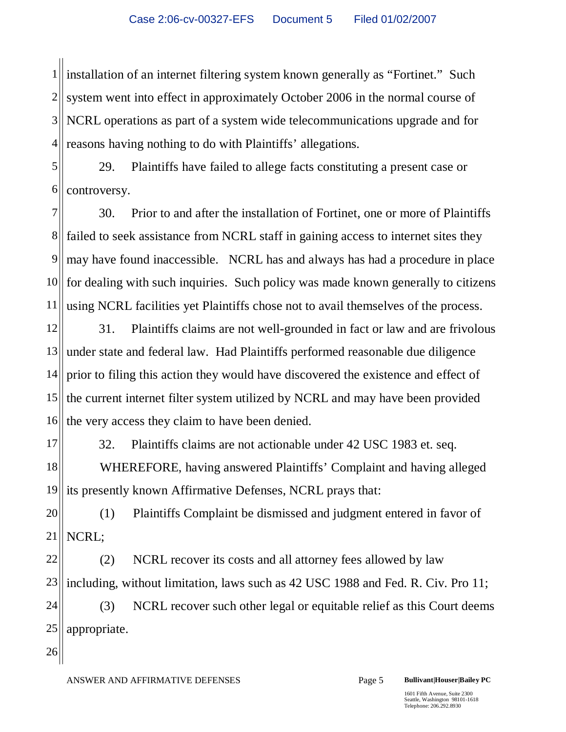installation of an internet filtering system known generally as "Fortinet." Such system went into effect in approximately October 2006 in the normal course of NCRL operations as part of a system wide telecommunications upgrade and for reasons having nothing to do with Plaintiffs' allegations.

29. Plaintiffs have failed to allege facts constituting a present case or controversy.

30. Prior to and after the installation of Fortinet, one or more of Plaintiffs failed to seek assistance from NCRL staff in gaining access to internet sites they may have found inaccessible. NCRL has and always has had a procedure in place for dealing with such inquiries. Such policy was made known generally to citizens using NCRL facilities yet Plaintiffs chose not to avail themselves of the process.

31. Plaintiffs claims are not well-grounded in fact or law and are frivolous under state and federal law. Had Plaintiffs performed reasonable due diligence prior to filing this action they would have discovered the existence and effect of the current internet filter system utilized by NCRL and may have been provided the very access they claim to have been denied.

32. Plaintiffs claims are not actionable under 42 USC 1983 et. seq.

WHEREFORE, having answered Plaintiffs' Complaint and having alleged its presently known Affirmative Defenses, NCRL prays that:

(1) Plaintiffs Complaint be dismissed and judgment entered in favor of NCRL;

(2) NCRL recover its costs and all attorney fees allowed by law including, without limitation, laws such as 42 USC 1988 and Fed. R. Civ. Pro 11;

(3) NCRL recover such other legal or equitable relief as this Court deems appropriate.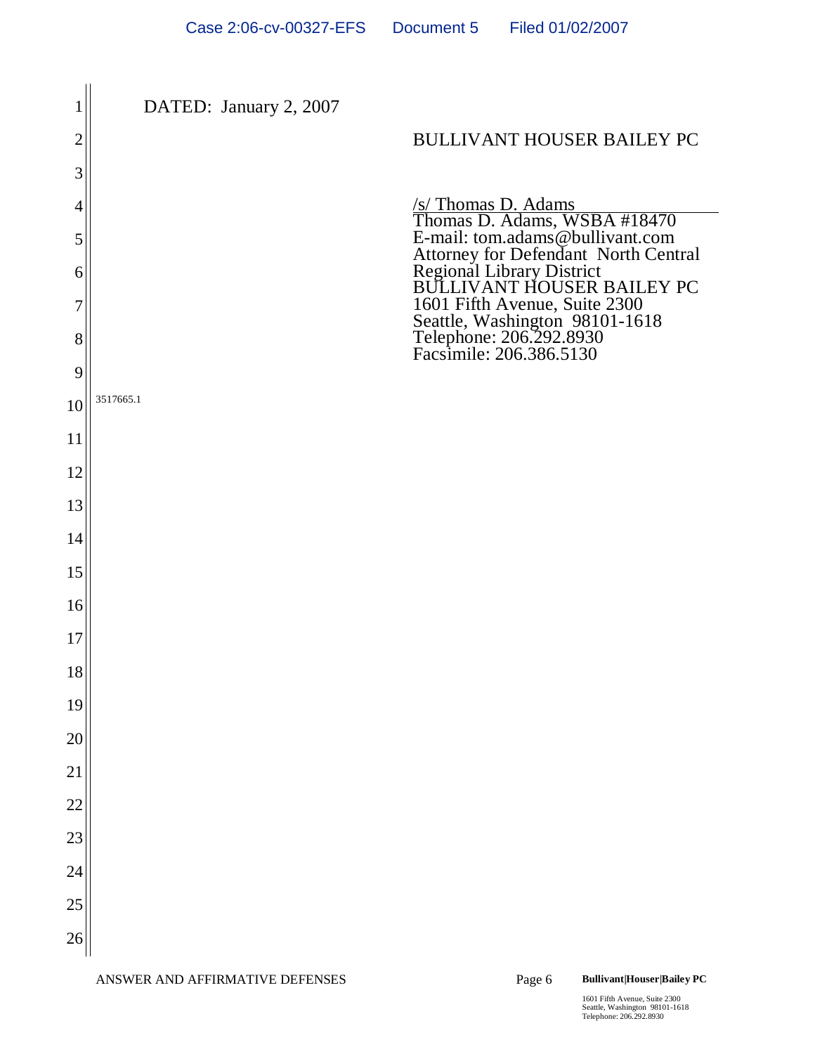DATED: January 2, 2007

BULLIVANT HOUSER BAILEY PC

/s/ Thomas D. Adams
Thomas D. Adams, WSBA #18470
E-mail: tom.adams@bullivant.com
Attorney for Defendant North Central Regional Library District
BULLIVANT HOUSER BAILEY PC
1601 Fifth Avenue, Suite 2300
Seattle, Washington 98101-1618
Telephone: 206.292.8930
Facsimile: 206.386.5130

3517665.1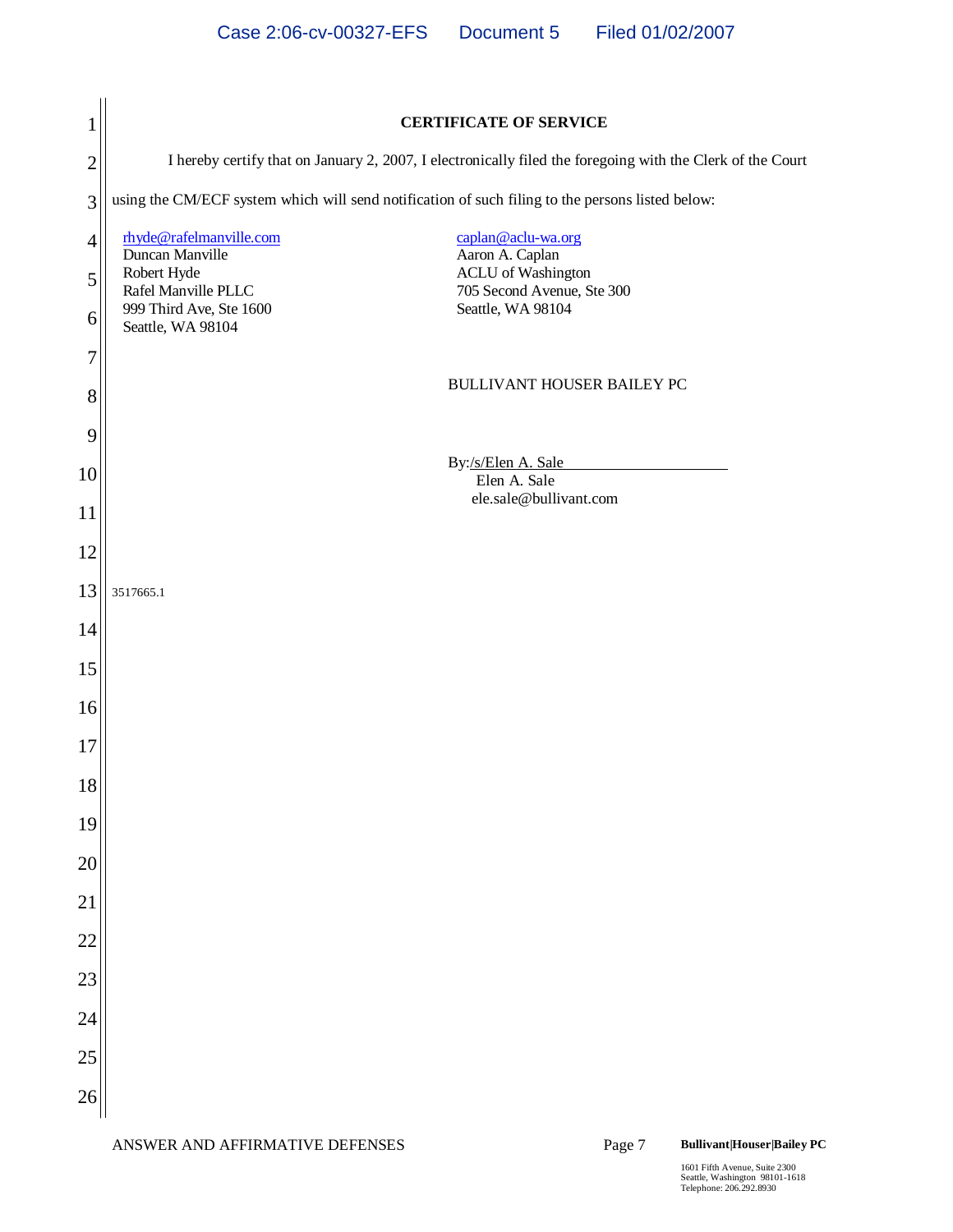**CERTIFICATE OF SERVICE**

I hereby certify that on January 2, 2007, I electronically filed the foregoing with the Clerk of the Court using the CM/ECF system which will send notification of such filing to the persons listed below:

rhyde@rafelmanville.com
Duncan Manville
Robert Hyde
Rafel Manville PLLC
999 Third Ave, Ste 1600
Seattle, WA 98104

caplan@aclu-wa.org
Aaron A. Caplan
ACLU of Washington
705 Second Avenue, Ste 300
Seattle, WA 98104

BULLIVANT HOUSER BAILEY PC

By:/s/Elen A. Sale
Elen A. Sale
ele.sale@bullivant.com

3517665.1